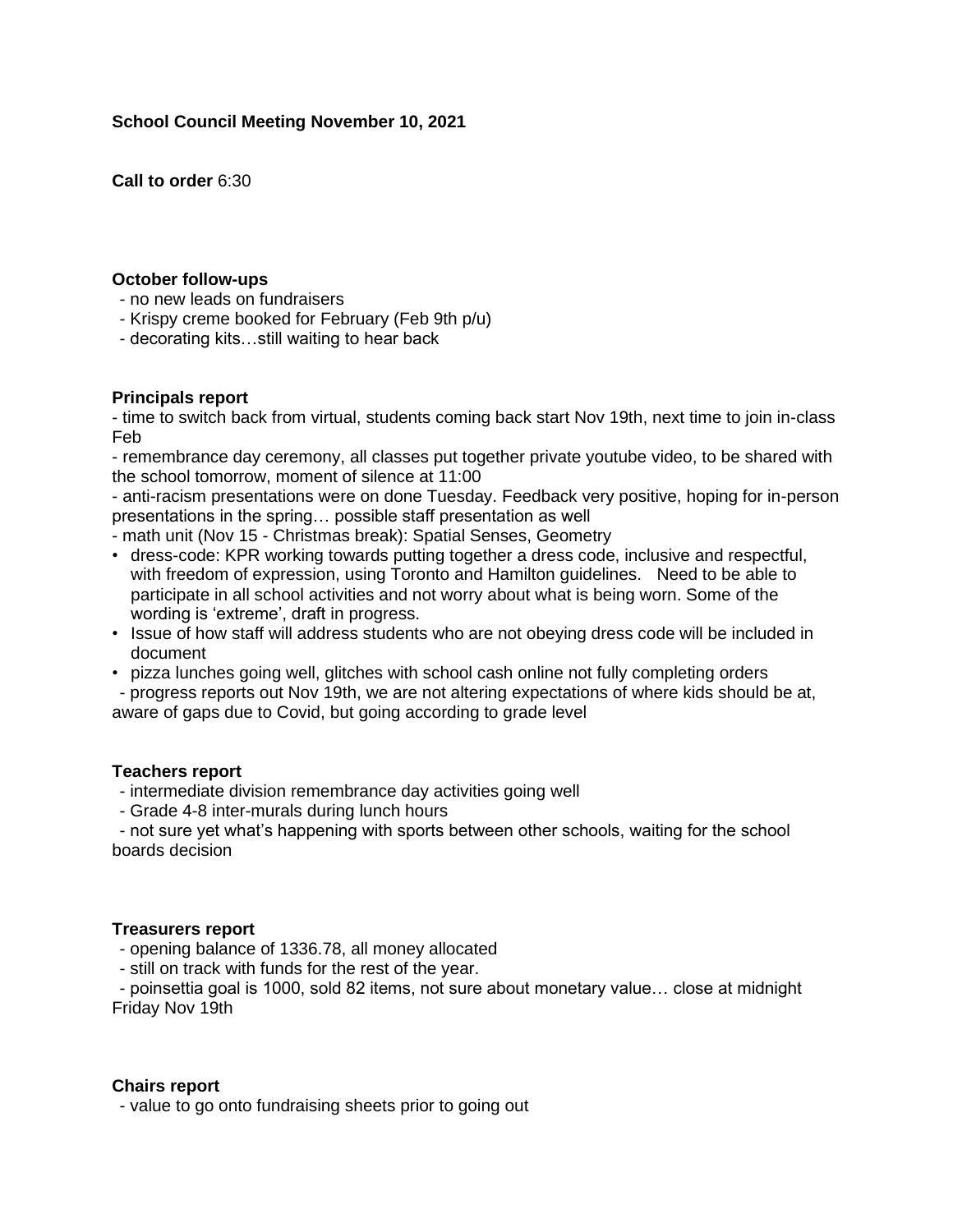**School Council Meeting November 10, 2021**

**Call to order** 6:30

**October follow-ups**

- no new leads on fundraisers
- Krispy creme booked for February (Feb 9th p/u)
- decorating kits…still waiting to hear back

**Principals report**

- time to switch back from virtual, students coming back start Nov 19th, next time to join in-class Feb
- remembrance day ceremony, all classes put together private youtube video, to be shared with the school tomorrow, moment of silence at 11:00
- anti-racism presentations were on done Tuesday. Feedback very positive, hoping for in-person presentations in the spring… possible staff presentation as well
- math unit (Nov 15 - Christmas break): Spatial Senses, Geometry
- dress-code: KPR working towards putting together a dress code, inclusive and respectful, with freedom of expression, using Toronto and Hamilton guidelines. Need to be able to participate in all school activities and not worry about what is being worn. Some of the wording is 'extreme', draft in progress.
- Issue of how staff will address students who are not obeying dress code will be included in document
- pizza lunches going well, glitches with school cash online not fully completing orders
- progress reports out Nov 19th, we are not altering expectations of where kids should be at, aware of gaps due to Covid, but going according to grade level

**Teachers report**

- intermediate division remembrance day activities going well
- Grade 4-8 inter-murals during lunch hours
- not sure yet what's happening with sports between other schools, waiting for the school boards decision

**Treasurers report**

- opening balance of 1336.78, all money allocated
- still on track with funds for the rest of the year.
- poinsettia goal is 1000, sold 82 items, not sure about monetary value… close at midnight Friday Nov 19th

**Chairs report**

- value to go onto fundraising sheets prior to going out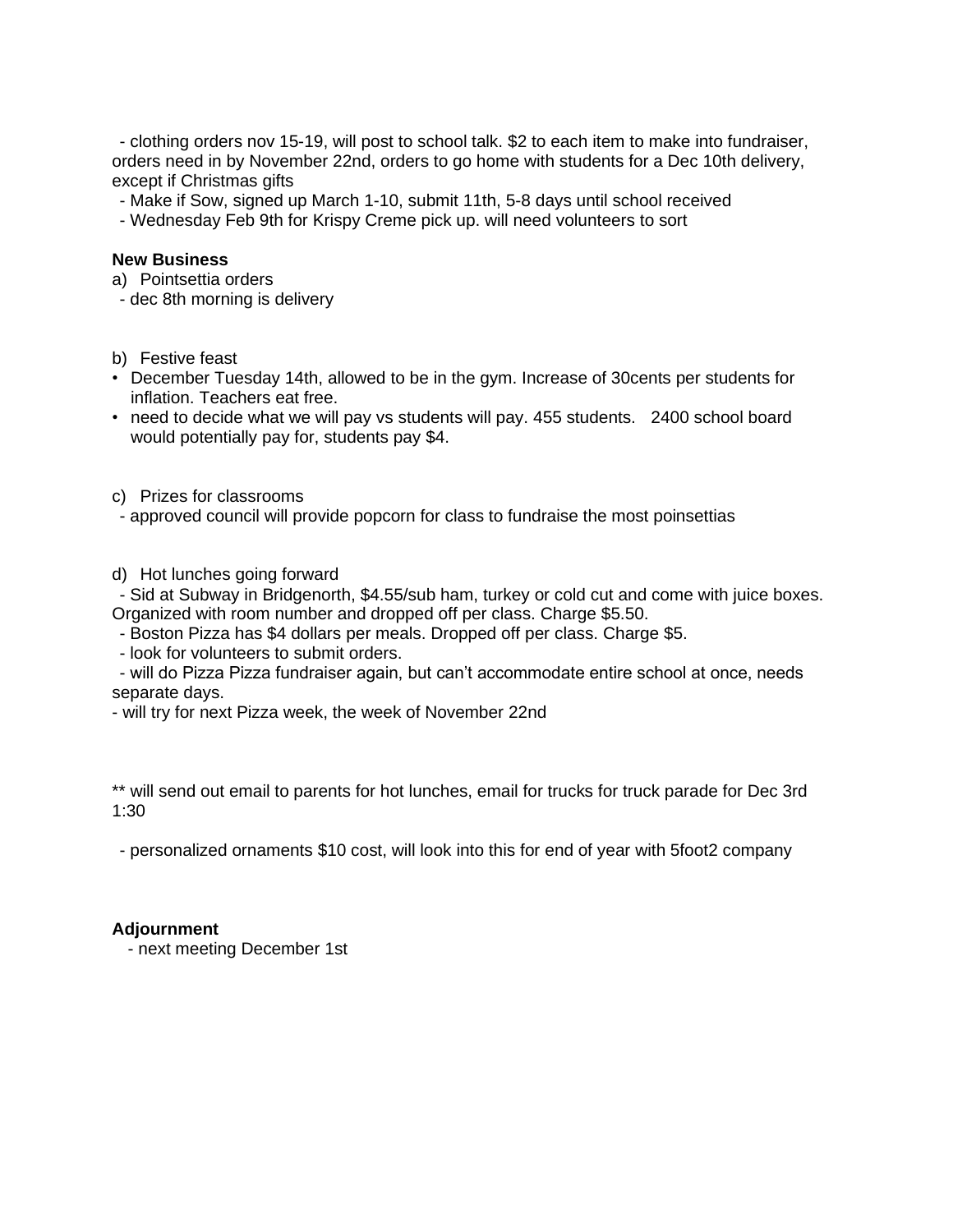- clothing orders nov 15-19, will post to school talk. $2 to each item to make into fundraiser, orders need in by November 22nd, orders to go home with students for a Dec 10th delivery, except if Christmas gifts
- Make if Sow, signed up March 1-10, submit 11th, 5-8 days until school received
- Wednesday Feb 9th for Krispy Creme pick up. will need volunteers to sort

**New Business**

a) Pointsettia orders
- dec 8th morning is delivery

b) Festive feast
- December Tuesday 14th, allowed to be in the gym. Increase of 30cents per students for inflation. Teachers eat free.
- need to decide what we will pay vs students will pay. 455 students. 2400 school board would potentially pay for, students pay $4.

c) Prizes for classrooms
- approved council will provide popcorn for class to fundraise the most poinsettias

d) Hot lunches going forward
- Sid at Subway in Bridgenorth, $4.55/sub ham, turkey or cold cut and come with juice boxes. Organized with room number and dropped off per class. Charge $5.50.
- Boston Pizza has $4 dollars per meals. Dropped off per class. Charge $5.
- look for volunteers to submit orders.
- will do Pizza Pizza fundraiser again, but can't accommodate entire school at once, needs separate days.
- will try for next Pizza week, the week of November 22nd

** will send out email to parents for hot lunches, email for trucks for truck parade for Dec 3rd 1:30

- personalized ornaments $10 cost, will look into this for end of year with 5foot2 company

**Adjournment**
- next meeting December 1st